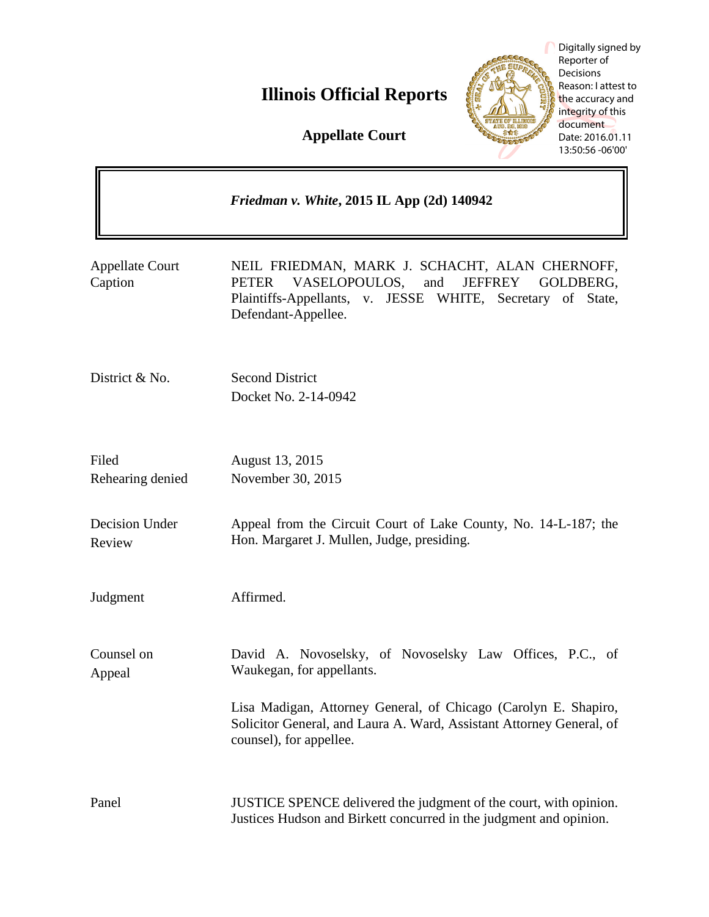# Illinois Official Reports

## Appellate Court

Digitally signed by Reporter of Decisions
Reason: I attest to the accuracy and integrity of this document
Date: 2016.01.11 13:50:56 -06'00'

***Friedman v. White*, 2015 IL App (2d) 140942**

| | |
|---|---|
| Appellate Court Caption | NEIL FRIEDMAN, MARK J. SCHACHT, ALAN CHERNOFF, PETER VASELOPOULOS, and JEFFREY GOLDBERG, Plaintiffs-Appellants, v. JESSE WHITE, Secretary of State, Defendant-Appellee. |
| District & No. | Second District<br>Docket No. 2-14-0942 |
| Filed<br>Rehearing denied | August 13, 2015<br>November 30, 2015 |
| Decision Under Review | Appeal from the Circuit Court of Lake County, No. 14-L-187; the Hon. Margaret J. Mullen, Judge, presiding. |
| Judgment | Affirmed. |
| Counsel on Appeal | David A. Novoselsky, of Novoselsky Law Offices, P.C., of Waukegan, for appellants.<br><br>Lisa Madigan, Attorney General, of Chicago (Carolyn E. Shapiro, Solicitor General, and Laura A. Ward, Assistant Attorney General, of counsel), for appellee. |
| Panel | JUSTICE SPENCE delivered the judgment of the court, with opinion. Justices Hudson and Birkett concurred in the judgment and opinion. |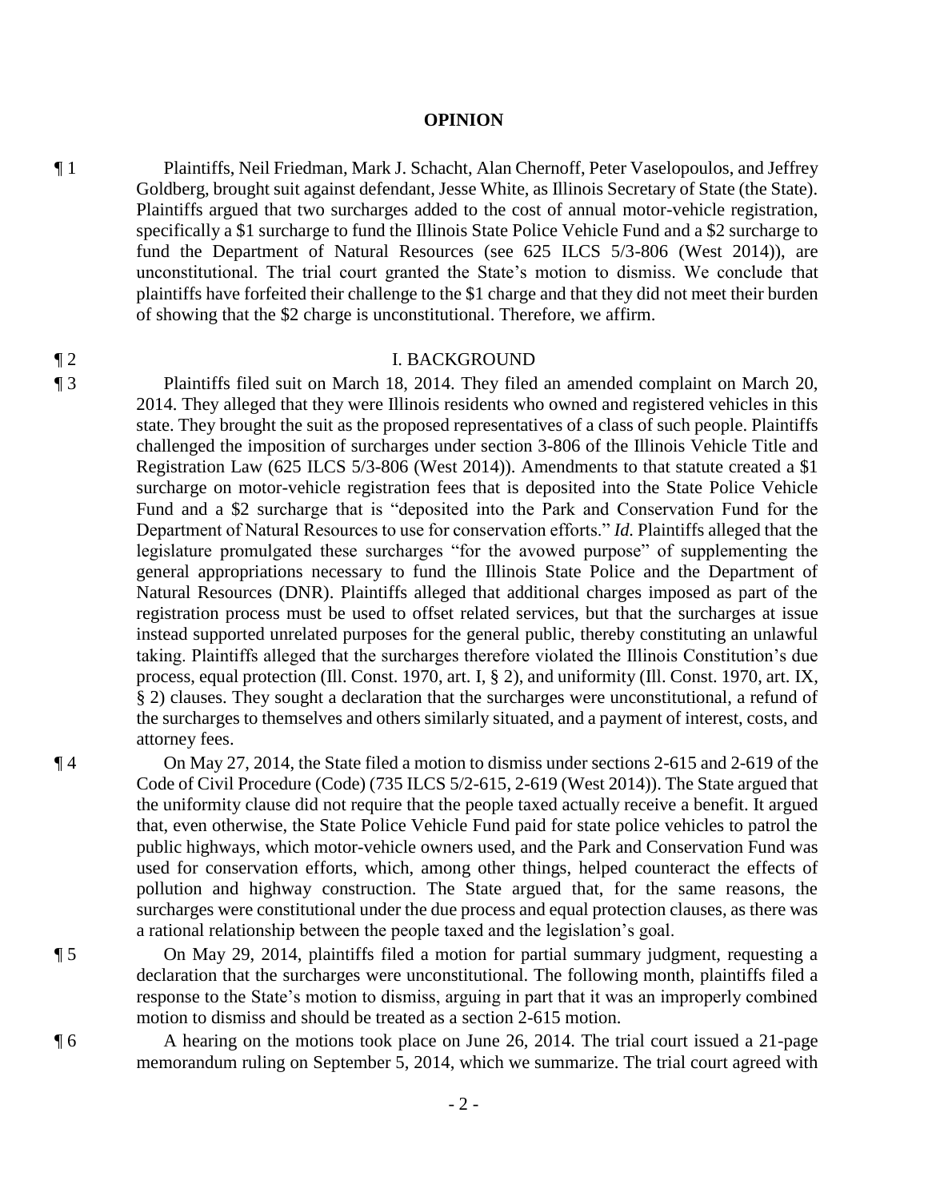## OPINION

¶ 1 Plaintiffs, Neil Friedman, Mark J. Schacht, Alan Chernoff, Peter Vaselopoulos, and Jeffrey Goldberg, brought suit against defendant, Jesse White, as Illinois Secretary of State (the State). Plaintiffs argued that two surcharges added to the cost of annual motor-vehicle registration, specifically a $1 surcharge to fund the Illinois State Police Vehicle Fund and a $2 surcharge to fund the Department of Natural Resources (see 625 ILCS 5/3-806 (West 2014)), are unconstitutional. The trial court granted the State's motion to dismiss. We conclude that plaintiffs have forfeited their challenge to the $1 charge and that they did not meet their burden of showing that the $2 charge is unconstitutional. Therefore, we affirm.

¶ 2 I. BACKGROUND

¶ 3 Plaintiffs filed suit on March 18, 2014. They filed an amended complaint on March 20, 2014. They alleged that they were Illinois residents who owned and registered vehicles in this state. They brought the suit as the proposed representatives of a class of such people. Plaintiffs challenged the imposition of surcharges under section 3-806 of the Illinois Vehicle Title and Registration Law (625 ILCS 5/3-806 (West 2014)). Amendments to that statute created a $1 surcharge on motor-vehicle registration fees that is deposited into the State Police Vehicle Fund and a $2 surcharge that is "deposited into the Park and Conservation Fund for the Department of Natural Resources to use for conservation efforts." *Id.* Plaintiffs alleged that the legislature promulgated these surcharges "for the avowed purpose" of supplementing the general appropriations necessary to fund the Illinois State Police and the Department of Natural Resources (DNR). Plaintiffs alleged that additional charges imposed as part of the registration process must be used to offset related services, but that the surcharges at issue instead supported unrelated purposes for the general public, thereby constituting an unlawful taking. Plaintiffs alleged that the surcharges therefore violated the Illinois Constitution's due process, equal protection (Ill. Const. 1970, art. I, § 2), and uniformity (Ill. Const. 1970, art. IX, § 2) clauses. They sought a declaration that the surcharges were unconstitutional, a refund of the surcharges to themselves and others similarly situated, and a payment of interest, costs, and attorney fees.

¶ 4 On May 27, 2014, the State filed a motion to dismiss under sections 2-615 and 2-619 of the Code of Civil Procedure (Code) (735 ILCS 5/2-615, 2-619 (West 2014)). The State argued that the uniformity clause did not require that the people taxed actually receive a benefit. It argued that, even otherwise, the State Police Vehicle Fund paid for state police vehicles to patrol the public highways, which motor-vehicle owners used, and the Park and Conservation Fund was used for conservation efforts, which, among other things, helped counteract the effects of pollution and highway construction. The State argued that, for the same reasons, the surcharges were constitutional under the due process and equal protection clauses, as there was a rational relationship between the people taxed and the legislation's goal.

¶ 5 On May 29, 2014, plaintiffs filed a motion for partial summary judgment, requesting a declaration that the surcharges were unconstitutional. The following month, plaintiffs filed a response to the State's motion to dismiss, arguing in part that it was an improperly combined motion to dismiss and should be treated as a section 2-615 motion.

¶ 6 A hearing on the motions took place on June 26, 2014. The trial court issued a 21-page memorandum ruling on September 5, 2014, which we summarize. The trial court agreed with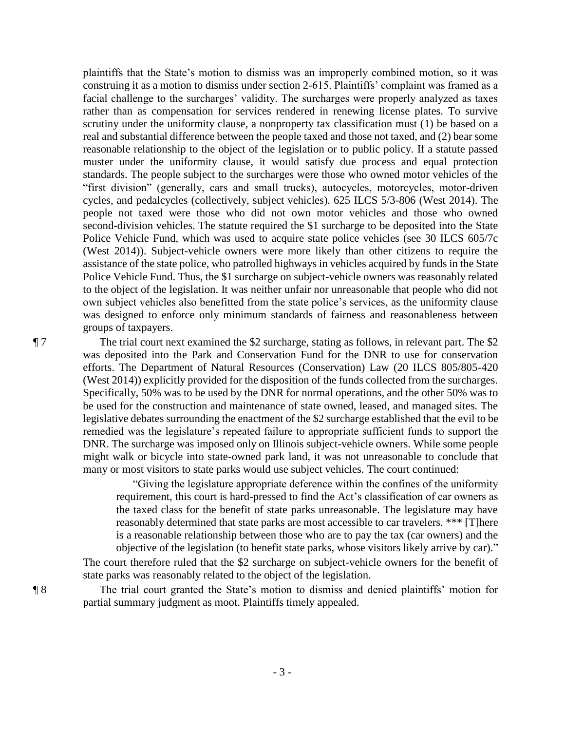plaintiffs that the State's motion to dismiss was an improperly combined motion, so it was construing it as a motion to dismiss under section 2-615. Plaintiffs' complaint was framed as a facial challenge to the surcharges' validity. The surcharges were properly analyzed as taxes rather than as compensation for services rendered in renewing license plates. To survive scrutiny under the uniformity clause, a nonproperty tax classification must (1) be based on a real and substantial difference between the people taxed and those not taxed, and (2) bear some reasonable relationship to the object of the legislation or to public policy. If a statute passed muster under the uniformity clause, it would satisfy due process and equal protection standards. The people subject to the surcharges were those who owned motor vehicles of the "first division" (generally, cars and small trucks), autocycles, motorcycles, motor-driven cycles, and pedalcycles (collectively, subject vehicles). 625 ILCS 5/3-806 (West 2014). The people not taxed were those who did not own motor vehicles and those who owned second-division vehicles. The statute required the $1 surcharge to be deposited into the State Police Vehicle Fund, which was used to acquire state police vehicles (see 30 ILCS 605/7c (West 2014)). Subject-vehicle owners were more likely than other citizens to require the assistance of the state police, who patrolled highways in vehicles acquired by funds in the State Police Vehicle Fund. Thus, the $1 surcharge on subject-vehicle owners was reasonably related to the object of the legislation. It was neither unfair nor unreasonable that people who did not own subject vehicles also benefitted from the state police's services, as the uniformity clause was designed to enforce only minimum standards of fairness and reasonableness between groups of taxpayers.

¶ 7 The trial court next examined the $2 surcharge, stating as follows, in relevant part. The $2 was deposited into the Park and Conservation Fund for the DNR to use for conservation efforts. The Department of Natural Resources (Conservation) Law (20 ILCS 805/805-420 (West 2014)) explicitly provided for the disposition of the funds collected from the surcharges. Specifically, 50% was to be used by the DNR for normal operations, and the other 50% was to be used for the construction and maintenance of state owned, leased, and managed sites. The legislative debates surrounding the enactment of the $2 surcharge established that the evil to be remedied was the legislature's repeated failure to appropriate sufficient funds to support the DNR. The surcharge was imposed only on Illinois subject-vehicle owners. While some people might walk or bicycle into state-owned park land, it was not unreasonable to conclude that many or most visitors to state parks would use subject vehicles. The court continued:

> "Giving the legislature appropriate deference within the confines of the uniformity requirement, this court is hard-pressed to find the Act's classification of car owners as the taxed class for the benefit of state parks unreasonable. The legislature may have reasonably determined that state parks are most accessible to car travelers. *** [T]here is a reasonable relationship between those who are to pay the tax (car owners) and the objective of the legislation (to benefit state parks, whose visitors likely arrive by car)."

The court therefore ruled that the $2 surcharge on subject-vehicle owners for the benefit of state parks was reasonably related to the object of the legislation.

¶ 8 The trial court granted the State's motion to dismiss and denied plaintiffs' motion for partial summary judgment as moot. Plaintiffs timely appealed.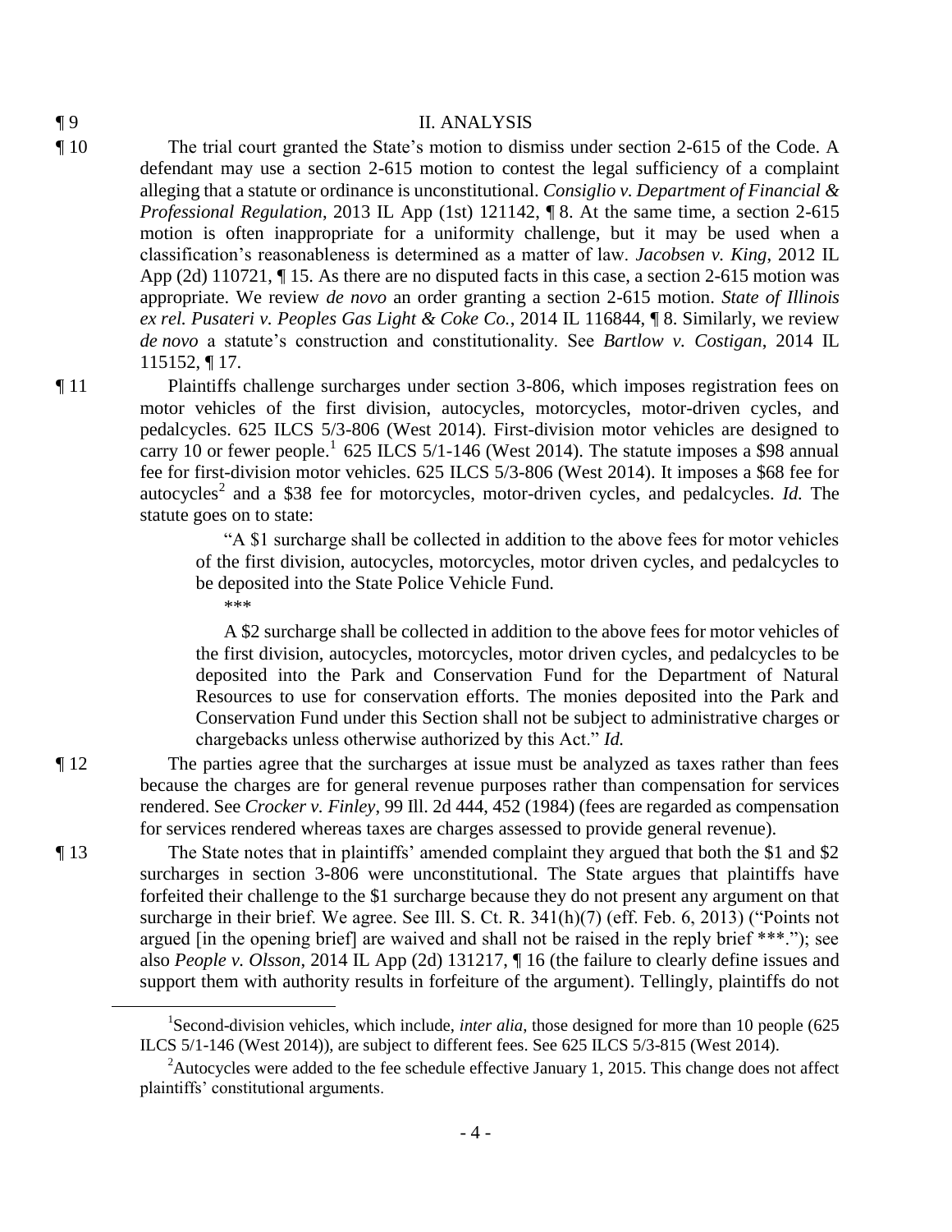¶ 9 II. ANALYSIS

¶ 10 The trial court granted the State's motion to dismiss under section 2-615 of the Code. A defendant may use a section 2-615 motion to contest the legal sufficiency of a complaint alleging that a statute or ordinance is unconstitutional. *Consiglio v. Department of Financial & Professional Regulation*, 2013 IL App (1st) 121142, ¶ 8. At the same time, a section 2-615 motion is often inappropriate for a uniformity challenge, but it may be used when a classification's reasonableness is determined as a matter of law. *Jacobsen v. King*, 2012 IL App (2d) 110721, ¶ 15. As there are no disputed facts in this case, a section 2-615 motion was appropriate. We review *de novo* an order granting a section 2-615 motion. *State of Illinois ex rel. Pusateri v. Peoples Gas Light & Coke Co.*, 2014 IL 116844, ¶ 8. Similarly, we review *de novo* a statute's construction and constitutionality. See *Bartlow v. Costigan*, 2014 IL 115152, ¶ 17.

¶ 11 Plaintiffs challenge surcharges under section 3-806, which imposes registration fees on motor vehicles of the first division, autocycles, motorcycles, motor-driven cycles, and pedalcycles. 625 ILCS 5/3-806 (West 2014). First-division motor vehicles are designed to carry 10 or fewer people.[1] 625 ILCS 5/1-146 (West 2014). The statute imposes a $98 annual fee for first-division motor vehicles. 625 ILCS 5/3-806 (West 2014). It imposes a $68 fee for autocycles[2] and a $38 fee for motorcycles, motor-driven cycles, and pedalcycles. *Id.* The statute goes on to state:

> "A $1 surcharge shall be collected in addition to the above fees for motor vehicles of the first division, autocycles, motorcycles, motor driven cycles, and pedalcycles to be deposited into the State Police Vehicle Fund.
>
> \*\*\*
>
> A $2 surcharge shall be collected in addition to the above fees for motor vehicles of the first division, autocycles, motorcycles, motor driven cycles, and pedalcycles to be deposited into the Park and Conservation Fund for the Department of Natural Resources to use for conservation efforts. The monies deposited into the Park and Conservation Fund under this Section shall not be subject to administrative charges or chargebacks unless otherwise authorized by this Act." *Id.*

¶ 12 The parties agree that the surcharges at issue must be analyzed as taxes rather than fees because the charges are for general revenue purposes rather than compensation for services rendered. See *Crocker v. Finley*, 99 Ill. 2d 444, 452 (1984) (fees are regarded as compensation for services rendered whereas taxes are charges assessed to provide general revenue).

¶ 13 The State notes that in plaintiffs' amended complaint they argued that both the $1 and $2 surcharges in section 3-806 were unconstitutional. The State argues that plaintiffs have forfeited their challenge to the $1 surcharge because they do not present any argument on that surcharge in their brief. We agree. See Ill. S. Ct. R. 341(h)(7) (eff. Feb. 6, 2013) ("Points not argued [in the opening brief] are waived and shall not be raised in the reply brief \*\*\*."); see also *People v. Olsson*, 2014 IL App (2d) 131217, ¶ 16 (the failure to clearly define issues and support them with authority results in forfeiture of the argument). Tellingly, plaintiffs do not

---

[1] Second-division vehicles, which include, *inter alia*, those designed for more than 10 people (625 ILCS 5/1-146 (West 2014)), are subject to different fees. See 625 ILCS 5/3-815 (West 2014).

[2] Autocycles were added to the fee schedule effective January 1, 2015. This change does not affect plaintiffs' constitutional arguments.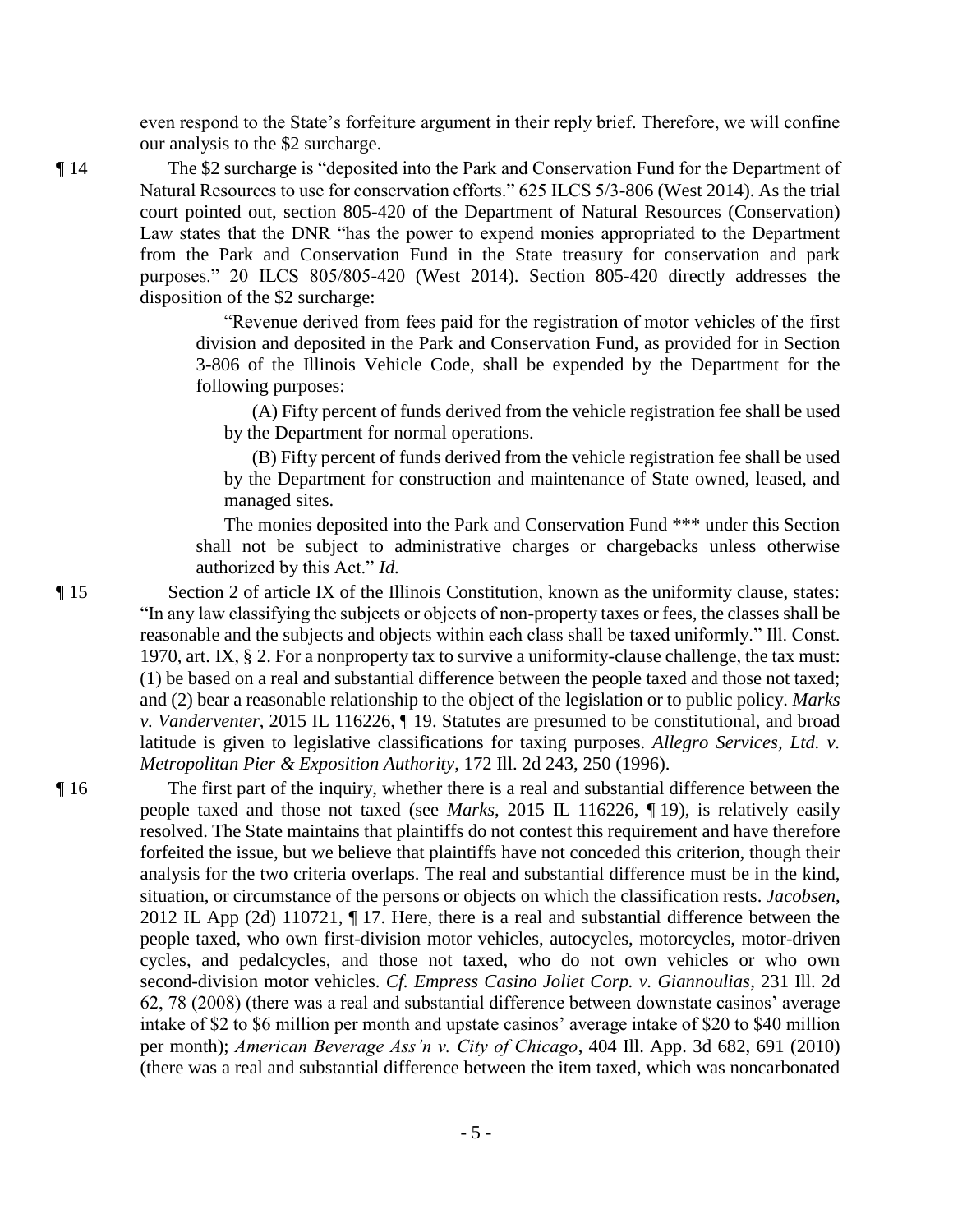even respond to the State's forfeiture argument in their reply brief. Therefore, we will confine our analysis to the $2 surcharge.

¶ 14 The $2 surcharge is "deposited into the Park and Conservation Fund for the Department of Natural Resources to use for conservation efforts." 625 ILCS 5/3-806 (West 2014). As the trial court pointed out, section 805-420 of the Department of Natural Resources (Conservation) Law states that the DNR "has the power to expend monies appropriated to the Department from the Park and Conservation Fund in the State treasury for conservation and park purposes." 20 ILCS 805/805-420 (West 2014). Section 805-420 directly addresses the disposition of the $2 surcharge:

> "Revenue derived from fees paid for the registration of motor vehicles of the first division and deposited in the Park and Conservation Fund, as provided for in Section 3-806 of the Illinois Vehicle Code, shall be expended by the Department for the following purposes:
>
> (A) Fifty percent of funds derived from the vehicle registration fee shall be used by the Department for normal operations.
>
> (B) Fifty percent of funds derived from the vehicle registration fee shall be used by the Department for construction and maintenance of State owned, leased, and managed sites.
>
> The monies deposited into the Park and Conservation Fund *** under this Section shall not be subject to administrative charges or chargebacks unless otherwise authorized by this Act." *Id.*

¶ 15 Section 2 of article IX of the Illinois Constitution, known as the uniformity clause, states: "In any law classifying the subjects or objects of non-property taxes or fees, the classes shall be reasonable and the subjects and objects within each class shall be taxed uniformly." Ill. Const. 1970, art. IX, § 2. For a nonproperty tax to survive a uniformity-clause challenge, the tax must: (1) be based on a real and substantial difference between the people taxed and those not taxed; and (2) bear a reasonable relationship to the object of the legislation or to public policy. *Marks v. Vanderventer*, 2015 IL 116226, ¶ 19. Statutes are presumed to be constitutional, and broad latitude is given to legislative classifications for taxing purposes. *Allegro Services, Ltd. v. Metropolitan Pier & Exposition Authority*, 172 Ill. 2d 243, 250 (1996).

¶ 16 The first part of the inquiry, whether there is a real and substantial difference between the people taxed and those not taxed (see *Marks*, 2015 IL 116226, ¶ 19), is relatively easily resolved. The State maintains that plaintiffs do not contest this requirement and have therefore forfeited the issue, but we believe that plaintiffs have not conceded this criterion, though their analysis for the two criteria overlaps. The real and substantial difference must be in the kind, situation, or circumstance of the persons or objects on which the classification rests. *Jacobsen*, 2012 IL App (2d) 110721, ¶ 17. Here, there is a real and substantial difference between the people taxed, who own first-division motor vehicles, autocycles, motorcycles, motor-driven cycles, and pedalcycles, and those not taxed, who do not own vehicles or who own second-division motor vehicles. *Cf. Empress Casino Joliet Corp. v. Giannoulias*, 231 Ill. 2d 62, 78 (2008) (there was a real and substantial difference between downstate casinos' average intake of $2 to $6 million per month and upstate casinos' average intake of $20 to $40 million per month); *American Beverage Ass'n v. City of Chicago*, 404 Ill. App. 3d 682, 691 (2010) (there was a real and substantial difference between the item taxed, which was noncarbonated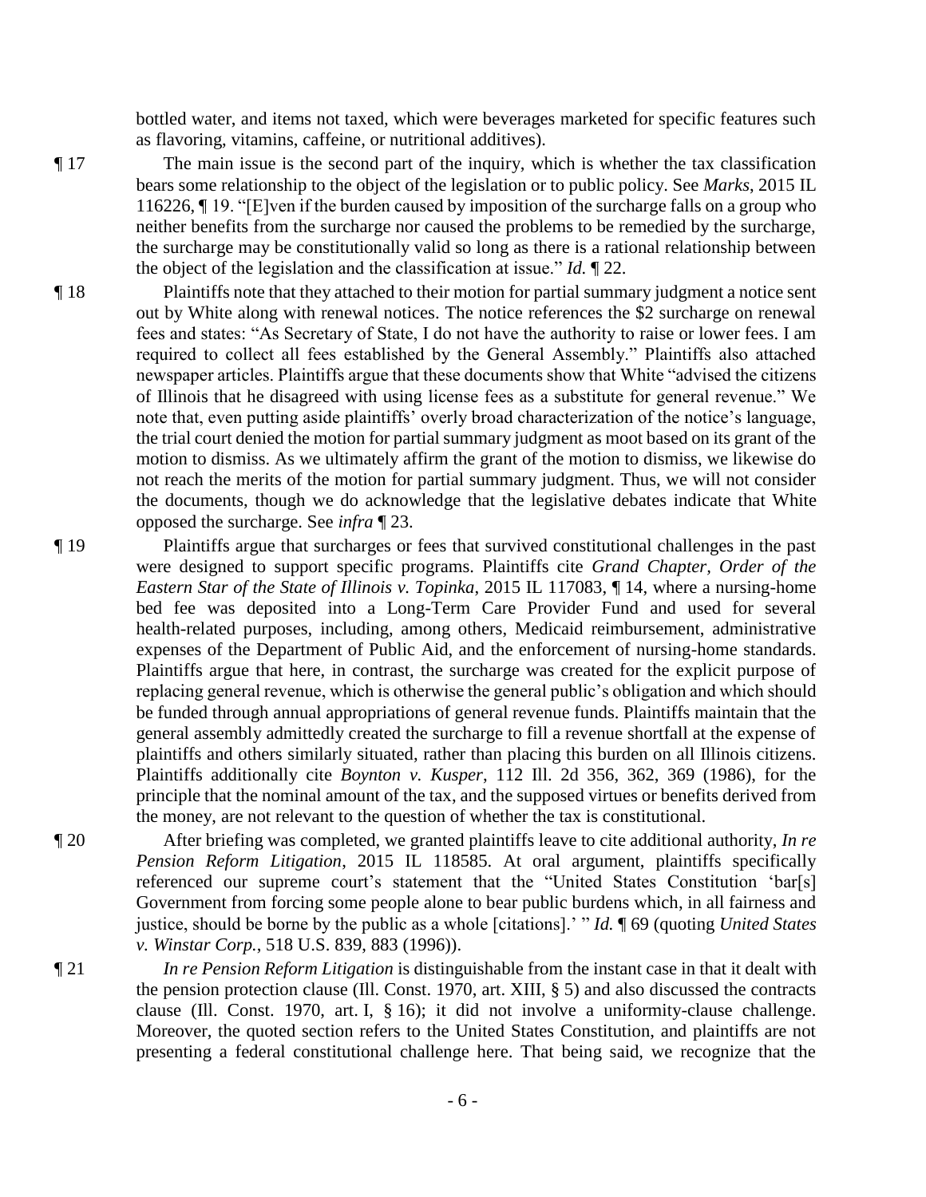bottled water, and items not taxed, which were beverages marketed for specific features such as flavoring, vitamins, caffeine, or nutritional additives).

¶ 17 The main issue is the second part of the inquiry, which is whether the tax classification bears some relationship to the object of the legislation or to public policy. See *Marks*, 2015 IL 116226, ¶ 19. "[E]ven if the burden caused by imposition of the surcharge falls on a group who neither benefits from the surcharge nor caused the problems to be remedied by the surcharge, the surcharge may be constitutionally valid so long as there is a rational relationship between the object of the legislation and the classification at issue." *Id.* ¶ 22.

¶ 18 Plaintiffs note that they attached to their motion for partial summary judgment a notice sent out by White along with renewal notices. The notice references the $2 surcharge on renewal fees and states: "As Secretary of State, I do not have the authority to raise or lower fees. I am required to collect all fees established by the General Assembly." Plaintiffs also attached newspaper articles. Plaintiffs argue that these documents show that White "advised the citizens of Illinois that he disagreed with using license fees as a substitute for general revenue." We note that, even putting aside plaintiffs' overly broad characterization of the notice's language, the trial court denied the motion for partial summary judgment as moot based on its grant of the motion to dismiss. As we ultimately affirm the grant of the motion to dismiss, we likewise do not reach the merits of the motion for partial summary judgment. Thus, we will not consider the documents, though we do acknowledge that the legislative debates indicate that White opposed the surcharge. See *infra* ¶ 23.

¶ 19 Plaintiffs argue that surcharges or fees that survived constitutional challenges in the past were designed to support specific programs. Plaintiffs cite *Grand Chapter, Order of the Eastern Star of the State of Illinois v. Topinka*, 2015 IL 117083, ¶ 14, where a nursing-home bed fee was deposited into a Long-Term Care Provider Fund and used for several health-related purposes, including, among others, Medicaid reimbursement, administrative expenses of the Department of Public Aid, and the enforcement of nursing-home standards. Plaintiffs argue that here, in contrast, the surcharge was created for the explicit purpose of replacing general revenue, which is otherwise the general public's obligation and which should be funded through annual appropriations of general revenue funds. Plaintiffs maintain that the general assembly admittedly created the surcharge to fill a revenue shortfall at the expense of plaintiffs and others similarly situated, rather than placing this burden on all Illinois citizens. Plaintiffs additionally cite *Boynton v. Kusper*, 112 Ill. 2d 356, 362, 369 (1986), for the principle that the nominal amount of the tax, and the supposed virtues or benefits derived from the money, are not relevant to the question of whether the tax is constitutional.

¶ 20 After briefing was completed, we granted plaintiffs leave to cite additional authority, *In re Pension Reform Litigation*, 2015 IL 118585. At oral argument, plaintiffs specifically referenced our supreme court's statement that the "United States Constitution 'bar[s] Government from forcing some people alone to bear public burdens which, in all fairness and justice, should be borne by the public as a whole [citations].' " *Id.* ¶ 69 (quoting *United States v. Winstar Corp.*, 518 U.S. 839, 883 (1996)).

¶ 21 *In re Pension Reform Litigation* is distinguishable from the instant case in that it dealt with the pension protection clause (Ill. Const. 1970, art. XIII, § 5) and also discussed the contracts clause (Ill. Const. 1970, art. I, § 16); it did not involve a uniformity-clause challenge. Moreover, the quoted section refers to the United States Constitution, and plaintiffs are not presenting a federal constitutional challenge here. That being said, we recognize that the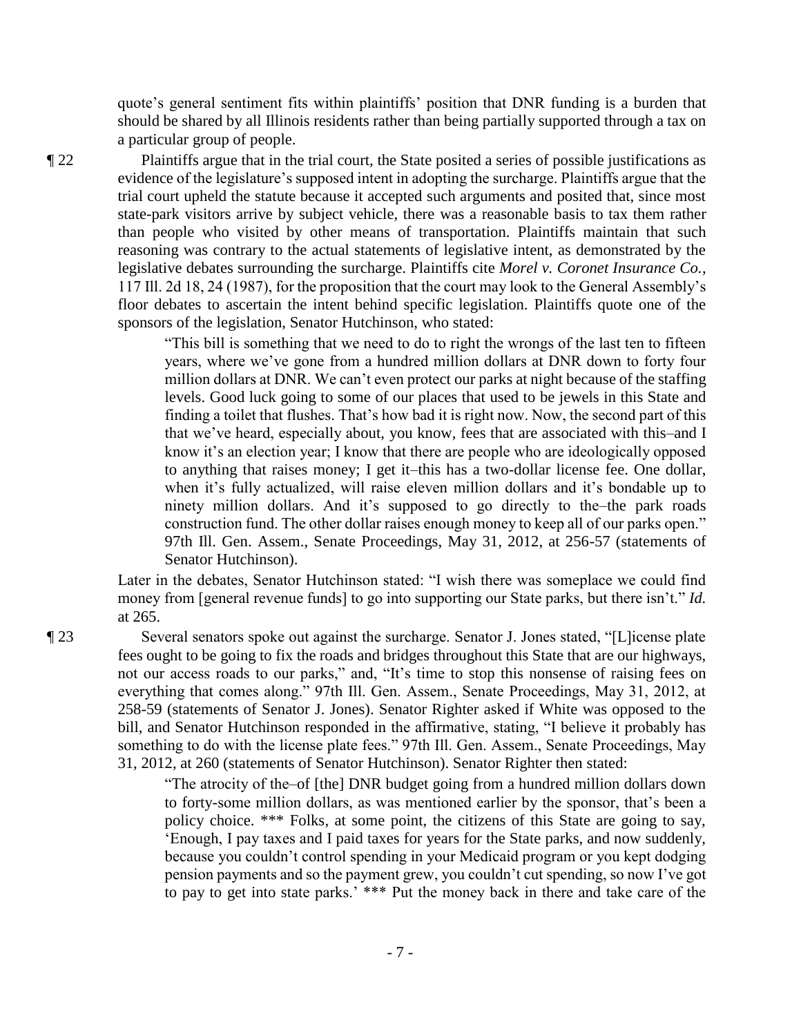quote's general sentiment fits within plaintiffs' position that DNR funding is a burden that should be shared by all Illinois residents rather than being partially supported through a tax on a particular group of people.

¶ 22 Plaintiffs argue that in the trial court, the State posited a series of possible justifications as evidence of the legislature's supposed intent in adopting the surcharge. Plaintiffs argue that the trial court upheld the statute because it accepted such arguments and posited that, since most state-park visitors arrive by subject vehicle, there was a reasonable basis to tax them rather than people who visited by other means of transportation. Plaintiffs maintain that such reasoning was contrary to the actual statements of legislative intent, as demonstrated by the legislative debates surrounding the surcharge. Plaintiffs cite *Morel v. Coronet Insurance Co.*, 117 Ill. 2d 18, 24 (1987), for the proposition that the court may look to the General Assembly's floor debates to ascertain the intent behind specific legislation. Plaintiffs quote one of the sponsors of the legislation, Senator Hutchinson, who stated:

> "This bill is something that we need to do to right the wrongs of the last ten to fifteen years, where we've gone from a hundred million dollars at DNR down to forty four million dollars at DNR. We can't even protect our parks at night because of the staffing levels. Good luck going to some of our places that used to be jewels in this State and finding a toilet that flushes. That's how bad it is right now. Now, the second part of this that we've heard, especially about, you know, fees that are associated with this–and I know it's an election year; I know that there are people who are ideologically opposed to anything that raises money; I get it–this has a two-dollar license fee. One dollar, when it's fully actualized, will raise eleven million dollars and it's bondable up to ninety million dollars. And it's supposed to go directly to the–the park roads construction fund. The other dollar raises enough money to keep all of our parks open." 97th Ill. Gen. Assem., Senate Proceedings, May 31, 2012, at 256-57 (statements of Senator Hutchinson).

Later in the debates, Senator Hutchinson stated: "I wish there was someplace we could find money from [general revenue funds] to go into supporting our State parks, but there isn't." *Id.* at 265.

¶ 23 Several senators spoke out against the surcharge. Senator J. Jones stated, "[L]icense plate fees ought to be going to fix the roads and bridges throughout this State that are our highways, not our access roads to our parks," and, "It's time to stop this nonsense of raising fees on everything that comes along." 97th Ill. Gen. Assem., Senate Proceedings, May 31, 2012, at 258-59 (statements of Senator J. Jones). Senator Righter asked if White was opposed to the bill, and Senator Hutchinson responded in the affirmative, stating, "I believe it probably has something to do with the license plate fees." 97th Ill. Gen. Assem., Senate Proceedings, May 31, 2012, at 260 (statements of Senator Hutchinson). Senator Righter then stated:

> "The atrocity of the–of [the] DNR budget going from a hundred million dollars down to forty-some million dollars, as was mentioned earlier by the sponsor, that's been a policy choice. *** Folks, at some point, the citizens of this State are going to say, 'Enough, I pay taxes and I paid taxes for years for the State parks, and now suddenly, because you couldn't control spending in your Medicaid program or you kept dodging pension payments and so the payment grew, you couldn't cut spending, so now I've got to pay to get into state parks.' *** Put the money back in there and take care of the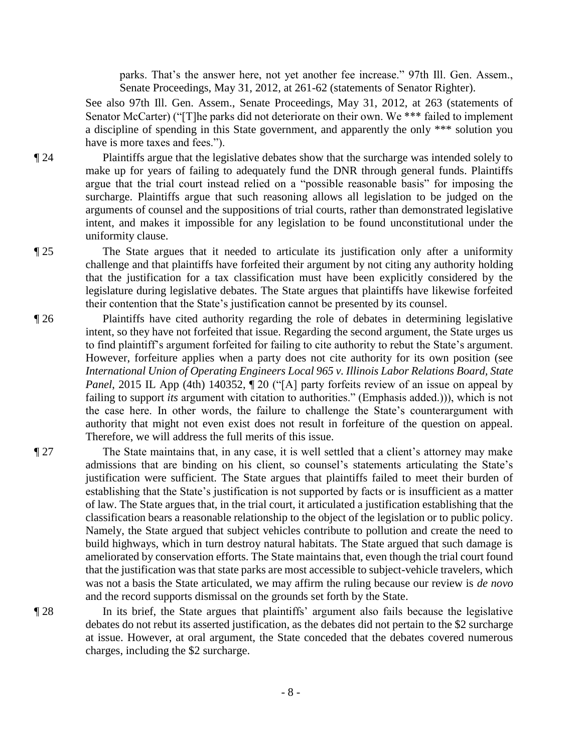> parks. That's the answer here, not yet another fee increase." 97th Ill. Gen. Assem., Senate Proceedings, May 31, 2012, at 261-62 (statements of Senator Righter).

See also 97th Ill. Gen. Assem., Senate Proceedings, May 31, 2012, at 263 (statements of Senator McCarter) ("[T]he parks did not deteriorate on their own. We *** failed to implement a discipline of spending in this State government, and apparently the only *** solution you have is more taxes and fees.").

¶ 24 Plaintiffs argue that the legislative debates show that the surcharge was intended solely to make up for years of failing to adequately fund the DNR through general funds. Plaintiffs argue that the trial court instead relied on a "possible reasonable basis" for imposing the surcharge. Plaintiffs argue that such reasoning allows all legislation to be judged on the arguments of counsel and the suppositions of trial courts, rather than demonstrated legislative intent, and makes it impossible for any legislation to be found unconstitutional under the uniformity clause.

¶ 25 The State argues that it needed to articulate its justification only after a uniformity challenge and that plaintiffs have forfeited their argument by not citing any authority holding that the justification for a tax classification must have been explicitly considered by the legislature during legislative debates. The State argues that plaintiffs have likewise forfeited their contention that the State's justification cannot be presented by its counsel.

¶ 26 Plaintiffs have cited authority regarding the role of debates in determining legislative intent, so they have not forfeited that issue. Regarding the second argument, the State urges us to find plaintiff's argument forfeited for failing to cite authority to rebut the State's argument. However, forfeiture applies when a party does not cite authority for its own position (see *International Union of Operating Engineers Local 965 v. Illinois Labor Relations Board, State Panel*, 2015 IL App (4th) 140352, ¶ 20 ("[A] party forfeits review of an issue on appeal by failing to support *its* argument with citation to authorities." (Emphasis added.))), which is not the case here. In other words, the failure to challenge the State's counterargument with authority that might not even exist does not result in forfeiture of the question on appeal. Therefore, we will address the full merits of this issue.

¶ 27 The State maintains that, in any case, it is well settled that a client's attorney may make admissions that are binding on his client, so counsel's statements articulating the State's justification were sufficient. The State argues that plaintiffs failed to meet their burden of establishing that the State's justification is not supported by facts or is insufficient as a matter of law. The State argues that, in the trial court, it articulated a justification establishing that the classification bears a reasonable relationship to the object of the legislation or to public policy. Namely, the State argued that subject vehicles contribute to pollution and create the need to build highways, which in turn destroy natural habitats. The State argued that such damage is ameliorated by conservation efforts. The State maintains that, even though the trial court found that the justification was that state parks are most accessible to subject-vehicle travelers, which was not a basis the State articulated, we may affirm the ruling because our review is *de novo* and the record supports dismissal on the grounds set forth by the State.

¶ 28 In its brief, the State argues that plaintiffs' argument also fails because the legislative debates do not rebut its asserted justification, as the debates did not pertain to the $2 surcharge at issue. However, at oral argument, the State conceded that the debates covered numerous charges, including the $2 surcharge.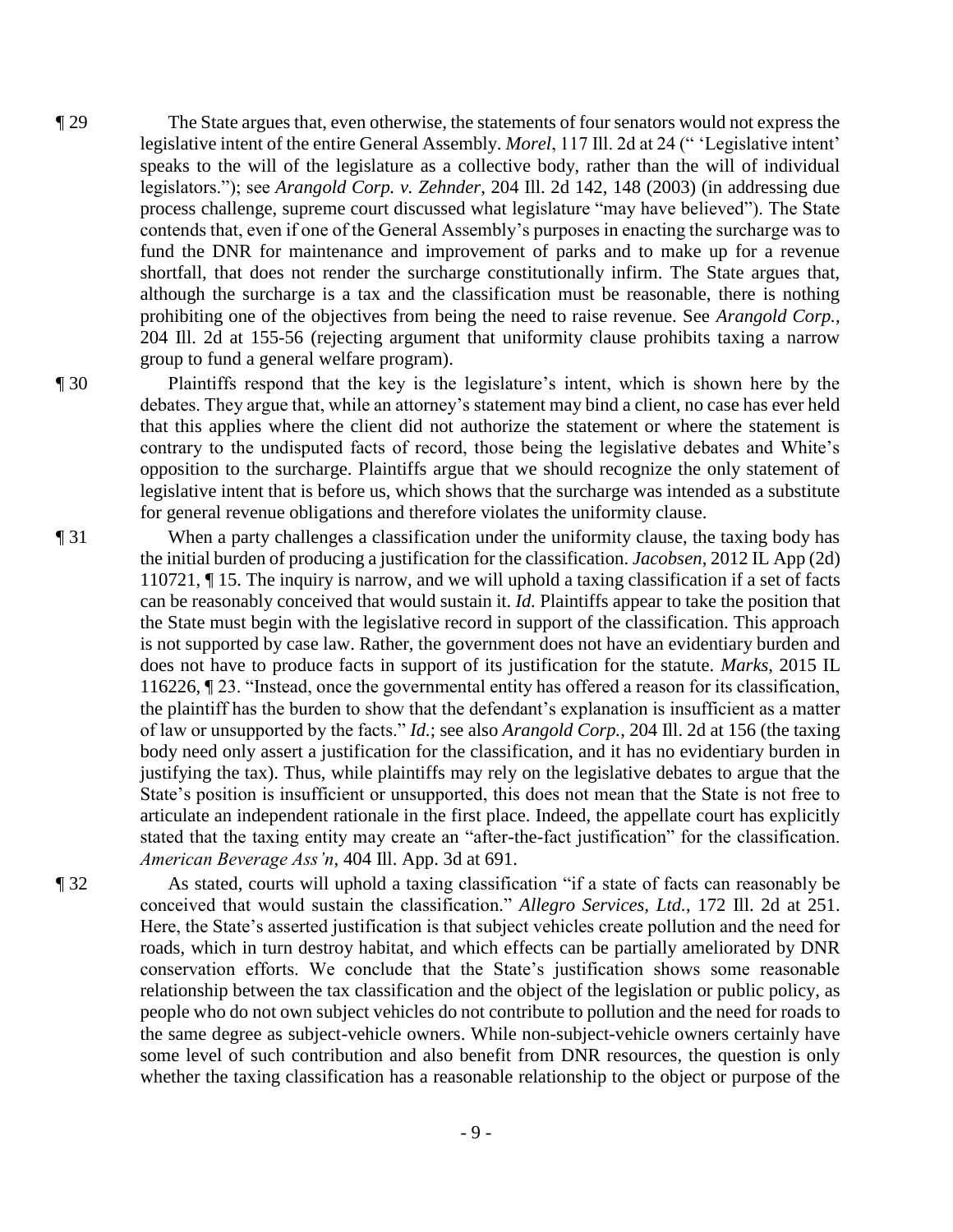¶ 29 The State argues that, even otherwise, the statements of four senators would not express the legislative intent of the entire General Assembly. *Morel*, 117 Ill. 2d at 24 (" 'Legislative intent' speaks to the will of the legislature as a collective body, rather than the will of individual legislators."); see *Arangold Corp. v. Zehnder*, 204 Ill. 2d 142, 148 (2003) (in addressing due process challenge, supreme court discussed what legislature "may have believed"). The State contends that, even if one of the General Assembly's purposes in enacting the surcharge was to fund the DNR for maintenance and improvement of parks and to make up for a revenue shortfall, that does not render the surcharge constitutionally infirm. The State argues that, although the surcharge is a tax and the classification must be reasonable, there is nothing prohibiting one of the objectives from being the need to raise revenue. See *Arangold Corp.*, 204 Ill. 2d at 155-56 (rejecting argument that uniformity clause prohibits taxing a narrow group to fund a general welfare program).

¶ 30 Plaintiffs respond that the key is the legislature's intent, which is shown here by the debates. They argue that, while an attorney's statement may bind a client, no case has ever held that this applies where the client did not authorize the statement or where the statement is contrary to the undisputed facts of record, those being the legislative debates and White's opposition to the surcharge. Plaintiffs argue that we should recognize the only statement of legislative intent that is before us, which shows that the surcharge was intended as a substitute for general revenue obligations and therefore violates the uniformity clause.

¶ 31 When a party challenges a classification under the uniformity clause, the taxing body has the initial burden of producing a justification for the classification. *Jacobsen*, 2012 IL App (2d) 110721, ¶ 15. The inquiry is narrow, and we will uphold a taxing classification if a set of facts can be reasonably conceived that would sustain it. *Id.* Plaintiffs appear to take the position that the State must begin with the legislative record in support of the classification. This approach is not supported by case law. Rather, the government does not have an evidentiary burden and does not have to produce facts in support of its justification for the statute. *Marks*, 2015 IL 116226, ¶ 23. "Instead, once the governmental entity has offered a reason for its classification, the plaintiff has the burden to show that the defendant's explanation is insufficient as a matter of law or unsupported by the facts." *Id.*; see also *Arangold Corp.*, 204 Ill. 2d at 156 (the taxing body need only assert a justification for the classification, and it has no evidentiary burden in justifying the tax). Thus, while plaintiffs may rely on the legislative debates to argue that the State's position is insufficient or unsupported, this does not mean that the State is not free to articulate an independent rationale in the first place. Indeed, the appellate court has explicitly stated that the taxing entity may create an "after-the-fact justification" for the classification. *American Beverage Ass'n*, 404 Ill. App. 3d at 691.

¶ 32 As stated, courts will uphold a taxing classification "if a state of facts can reasonably be conceived that would sustain the classification." *Allegro Services, Ltd.*, 172 Ill. 2d at 251. Here, the State's asserted justification is that subject vehicles create pollution and the need for roads, which in turn destroy habitat, and which effects can be partially ameliorated by DNR conservation efforts. We conclude that the State's justification shows some reasonable relationship between the tax classification and the object of the legislation or public policy, as people who do not own subject vehicles do not contribute to pollution and the need for roads to the same degree as subject-vehicle owners. While non-subject-vehicle owners certainly have some level of such contribution and also benefit from DNR resources, the question is only whether the taxing classification has a reasonable relationship to the object or purpose of the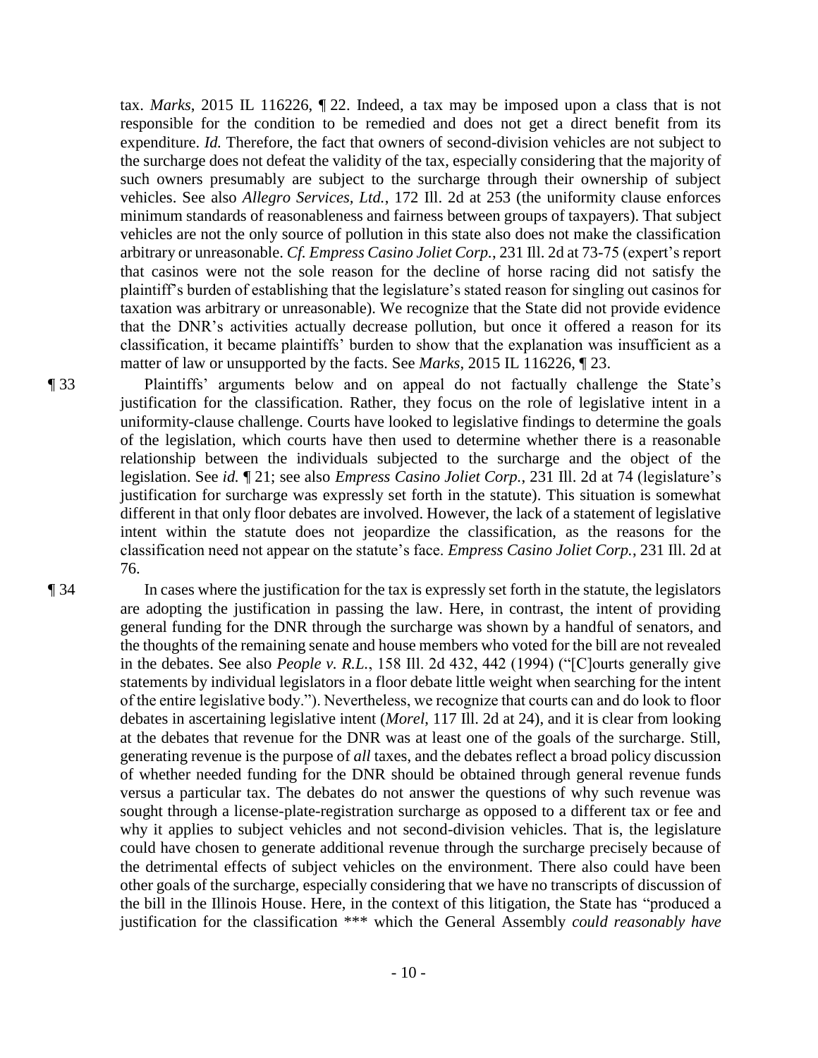tax. *Marks*, 2015 IL 116226, ¶ 22. Indeed, a tax may be imposed upon a class that is not responsible for the condition to be remedied and does not get a direct benefit from its expenditure. *Id.* Therefore, the fact that owners of second-division vehicles are not subject to the surcharge does not defeat the validity of the tax, especially considering that the majority of such owners presumably are subject to the surcharge through their ownership of subject vehicles. See also *Allegro Services, Ltd.*, 172 Ill. 2d at 253 (the uniformity clause enforces minimum standards of reasonableness and fairness between groups of taxpayers). That subject vehicles are not the only source of pollution in this state also does not make the classification arbitrary or unreasonable. *Cf. Empress Casino Joliet Corp.*, 231 Ill. 2d at 73-75 (expert's report that casinos were not the sole reason for the decline of horse racing did not satisfy the plaintiff's burden of establishing that the legislature's stated reason for singling out casinos for taxation was arbitrary or unreasonable). We recognize that the State did not provide evidence that the DNR's activities actually decrease pollution, but once it offered a reason for its classification, it became plaintiffs' burden to show that the explanation was insufficient as a matter of law or unsupported by the facts. See *Marks*, 2015 IL 116226, ¶ 23.

¶ 33 Plaintiffs' arguments below and on appeal do not factually challenge the State's justification for the classification. Rather, they focus on the role of legislative intent in a uniformity-clause challenge. Courts have looked to legislative findings to determine the goals of the legislation, which courts have then used to determine whether there is a reasonable relationship between the individuals subjected to the surcharge and the object of the legislation. See *id.* ¶ 21; see also *Empress Casino Joliet Corp.*, 231 Ill. 2d at 74 (legislature's justification for surcharge was expressly set forth in the statute). This situation is somewhat different in that only floor debates are involved. However, the lack of a statement of legislative intent within the statute does not jeopardize the classification, as the reasons for the classification need not appear on the statute's face. *Empress Casino Joliet Corp.*, 231 Ill. 2d at 76.

¶ 34 In cases where the justification for the tax is expressly set forth in the statute, the legislators are adopting the justification in passing the law. Here, in contrast, the intent of providing general funding for the DNR through the surcharge was shown by a handful of senators, and the thoughts of the remaining senate and house members who voted for the bill are not revealed in the debates. See also *People v. R.L.*, 158 Ill. 2d 432, 442 (1994) ("[C]ourts generally give statements by individual legislators in a floor debate little weight when searching for the intent of the entire legislative body."). Nevertheless, we recognize that courts can and do look to floor debates in ascertaining legislative intent (*Morel*, 117 Ill. 2d at 24), and it is clear from looking at the debates that revenue for the DNR was at least one of the goals of the surcharge. Still, generating revenue is the purpose of *all* taxes, and the debates reflect a broad policy discussion of whether needed funding for the DNR should be obtained through general revenue funds versus a particular tax. The debates do not answer the questions of why such revenue was sought through a license-plate-registration surcharge as opposed to a different tax or fee and why it applies to subject vehicles and not second-division vehicles. That is, the legislature could have chosen to generate additional revenue through the surcharge precisely because of the detrimental effects of subject vehicles on the environment. There also could have been other goals of the surcharge, especially considering that we have no transcripts of discussion of the bill in the Illinois House. Here, in the context of this litigation, the State has "produced a justification for the classification *** which the General Assembly *could reasonably have*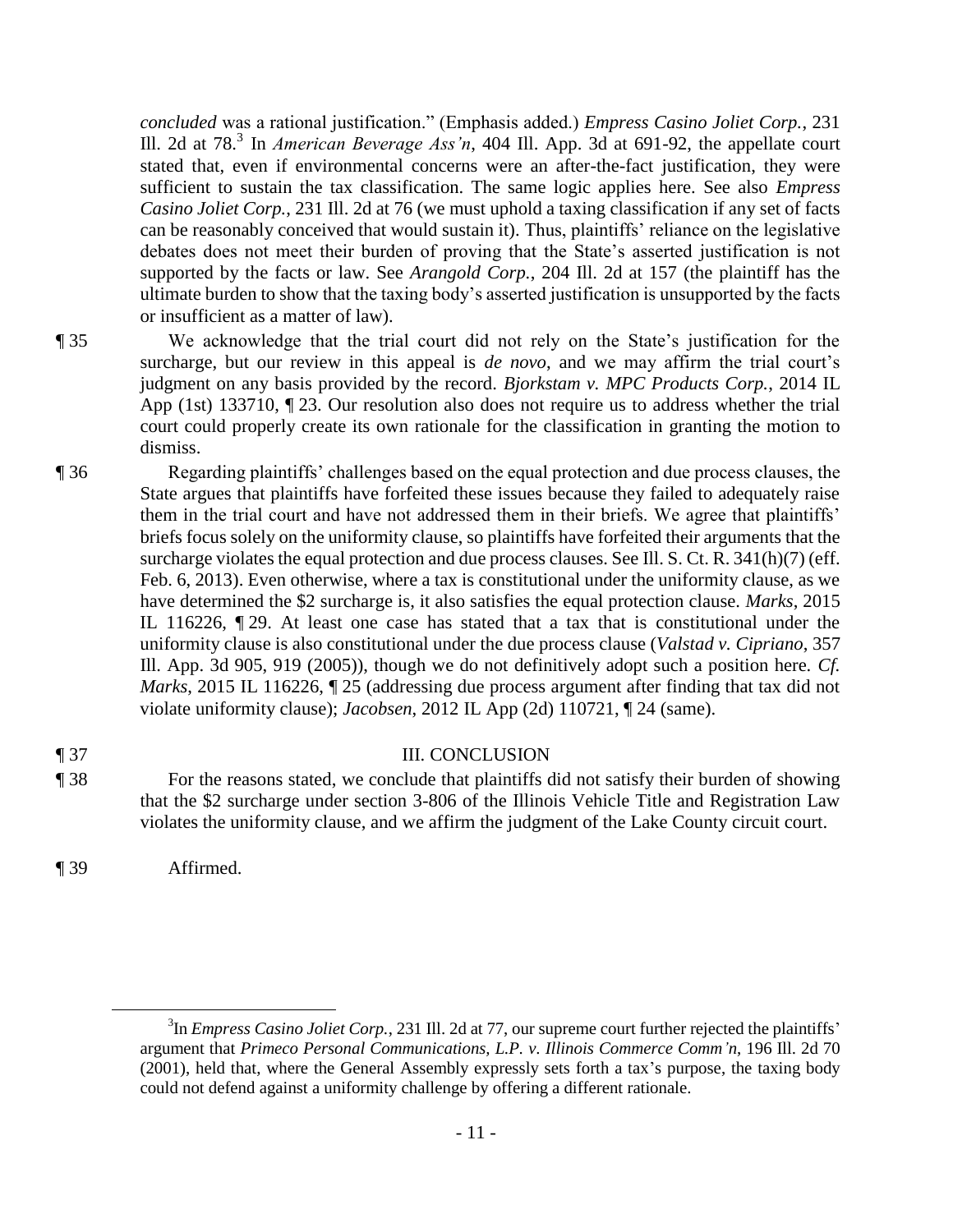*concluded* was a rational justification." (Emphasis added.) *Empress Casino Joliet Corp.*, 231 Ill. 2d at 78.[3] In *American Beverage Ass'n*, 404 Ill. App. 3d at 691-92, the appellate court stated that, even if environmental concerns were an after-the-fact justification, they were sufficient to sustain the tax classification. The same logic applies here. See also *Empress Casino Joliet Corp.*, 231 Ill. 2d at 76 (we must uphold a taxing classification if any set of facts can be reasonably conceived that would sustain it). Thus, plaintiffs' reliance on the legislative debates does not meet their burden of proving that the State's asserted justification is not supported by the facts or law. See *Arangold Corp.*, 204 Ill. 2d at 157 (the plaintiff has the ultimate burden to show that the taxing body's asserted justification is unsupported by the facts or insufficient as a matter of law).

¶ 35 We acknowledge that the trial court did not rely on the State's justification for the surcharge, but our review in this appeal is *de novo*, and we may affirm the trial court's judgment on any basis provided by the record. *Bjorkstam v. MPC Products Corp.*, 2014 IL App (1st) 133710, ¶ 23. Our resolution also does not require us to address whether the trial court could properly create its own rationale for the classification in granting the motion to dismiss.

¶ 36 Regarding plaintiffs' challenges based on the equal protection and due process clauses, the State argues that plaintiffs have forfeited these issues because they failed to adequately raise them in the trial court and have not addressed them in their briefs. We agree that plaintiffs' briefs focus solely on the uniformity clause, so plaintiffs have forfeited their arguments that the surcharge violates the equal protection and due process clauses. See Ill. S. Ct. R. 341(h)(7) (eff. Feb. 6, 2013). Even otherwise, where a tax is constitutional under the uniformity clause, as we have determined the $2 surcharge is, it also satisfies the equal protection clause. *Marks*, 2015 IL 116226, ¶ 29. At least one case has stated that a tax that is constitutional under the uniformity clause is also constitutional under the due process clause (*Valstad v. Cipriano*, 357 Ill. App. 3d 905, 919 (2005)), though we do not definitively adopt such a position here. *Cf. Marks*, 2015 IL 116226, ¶ 25 (addressing due process argument after finding that tax did not violate uniformity clause); *Jacobsen*, 2012 IL App (2d) 110721, ¶ 24 (same).

¶ 37 III. CONCLUSION

¶ 38 For the reasons stated, we conclude that plaintiffs did not satisfy their burden of showing that the $2 surcharge under section 3-806 of the Illinois Vehicle Title and Registration Law violates the uniformity clause, and we affirm the judgment of the Lake County circuit court.

¶ 39 Affirmed.

---

[3]In *Empress Casino Joliet Corp.*, 231 Ill. 2d at 77, our supreme court further rejected the plaintiffs' argument that *Primeco Personal Communications, L.P. v. Illinois Commerce Comm'n*, 196 Ill. 2d 70 (2001), held that, where the General Assembly expressly sets forth a tax's purpose, the taxing body could not defend against a uniformity challenge by offering a different rationale.